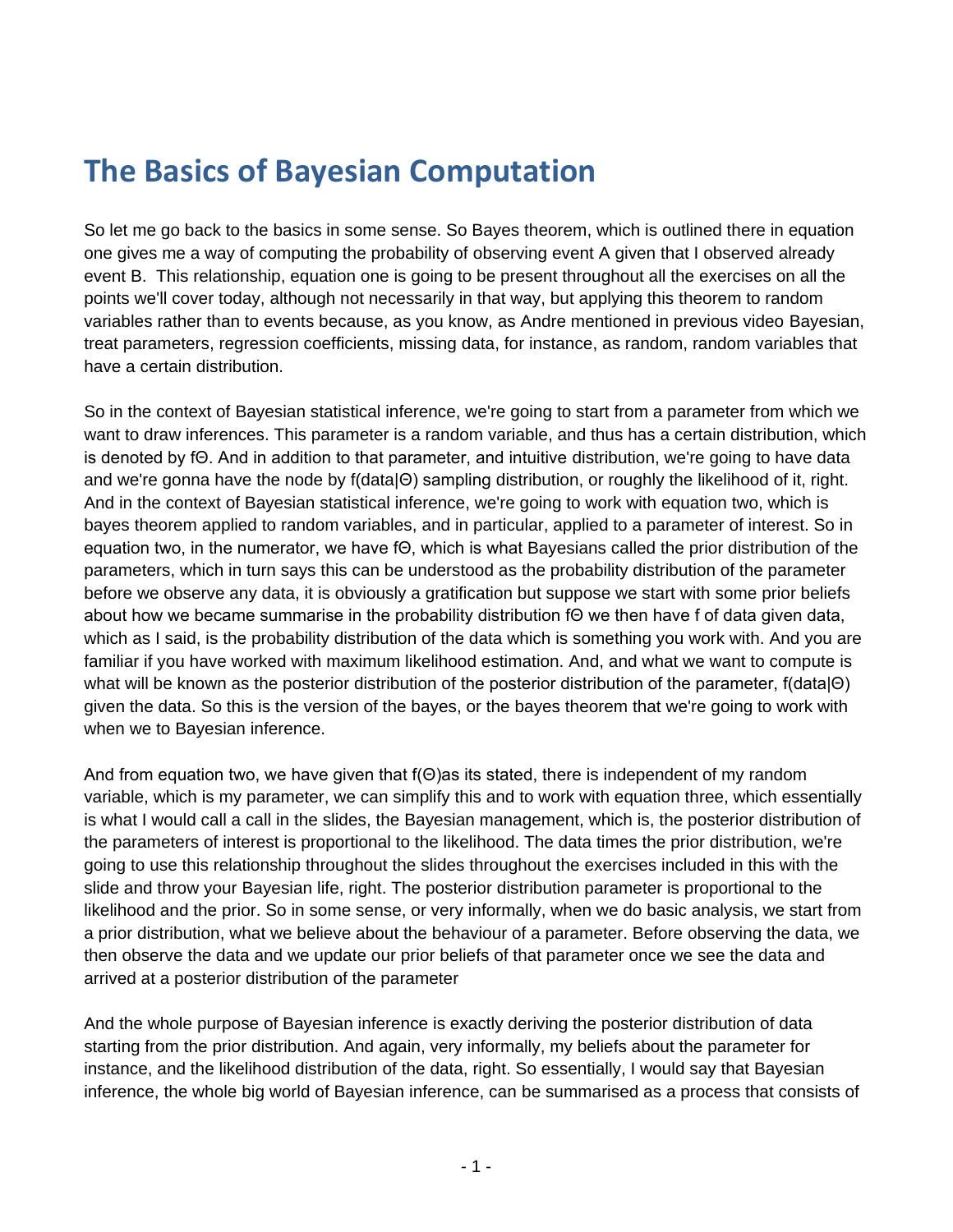# The Basics of Bayesian Computation

So let me go back to the basics in some sense. So Bayes theorem, which is outlined there in equation one gives me a way of computing the probability of observing event A given that I observed already event B. This relationship, equation one is going to be present throughout all the exercises on all the points we'll cover today, although not necessarily in that way, but applying this theorem to random variables rather than to events because, as you know, as Andre mentioned in previous video Bayesian, treat parameters, regression coefficients, missing data, for instance, as random, random variables that have a certain distribution.

So in the context of Bayesian statistical inference, we're going to start from a parameter from which we want to draw inferences. This parameter is a random variable, and thus has a certain distribution, which is denoted by $f\Theta$. And in addition to that parameter, and intuitive distribution, we're going to have data and we're gonna have the node by $f(data|\Theta)$ sampling distribution, or roughly the likelihood of it, right. And in the context of Bayesian statistical inference, we're going to work with equation two, which is bayes theorem applied to random variables, and in particular, applied to a parameter of interest. So in equation two, in the numerator, we have $f\Theta$, which is what Bayesians called the prior distribution of the parameters, which in turn says this can be understood as the probability distribution of the parameter before we observe any data, it is obviously a gratification but suppose we start with some prior beliefs about how we became summarise in the probability distribution $f\Theta$ we then have f of data given data, which as I said, is the probability distribution of the data which is something you work with. And you are familiar if you have worked with maximum likelihood estimation. And, and what we want to compute is what will be known as the posterior distribution of the posterior distribution of the parameter, $f(data|\Theta)$ given the data. So this is the version of the bayes, or the bayes theorem that we're going to work with when we to Bayesian inference.

And from equation two, we have given that $f(\Theta)$as its stated, there is independent of my random variable, which is my parameter, we can simplify this and to work with equation three, which essentially is what I would call a call in the slides, the Bayesian management, which is, the posterior distribution of the parameters of interest is proportional to the likelihood. The data times the prior distribution, we're going to use this relationship throughout the slides throughout the exercises included in this with the slide and throw your Bayesian life, right. The posterior distribution parameter is proportional to the likelihood and the prior. So in some sense, or very informally, when we do basic analysis, we start from a prior distribution, what we believe about the behaviour of a parameter. Before observing the data, we then observe the data and we update our prior beliefs of that parameter once we see the data and arrived at a posterior distribution of the parameter

And the whole purpose of Bayesian inference is exactly deriving the posterior distribution of data starting from the prior distribution. And again, very informally, my beliefs about the parameter for instance, and the likelihood distribution of the data, right. So essentially, I would say that Bayesian inference, the whole big world of Bayesian inference, can be summarised as a process that consists of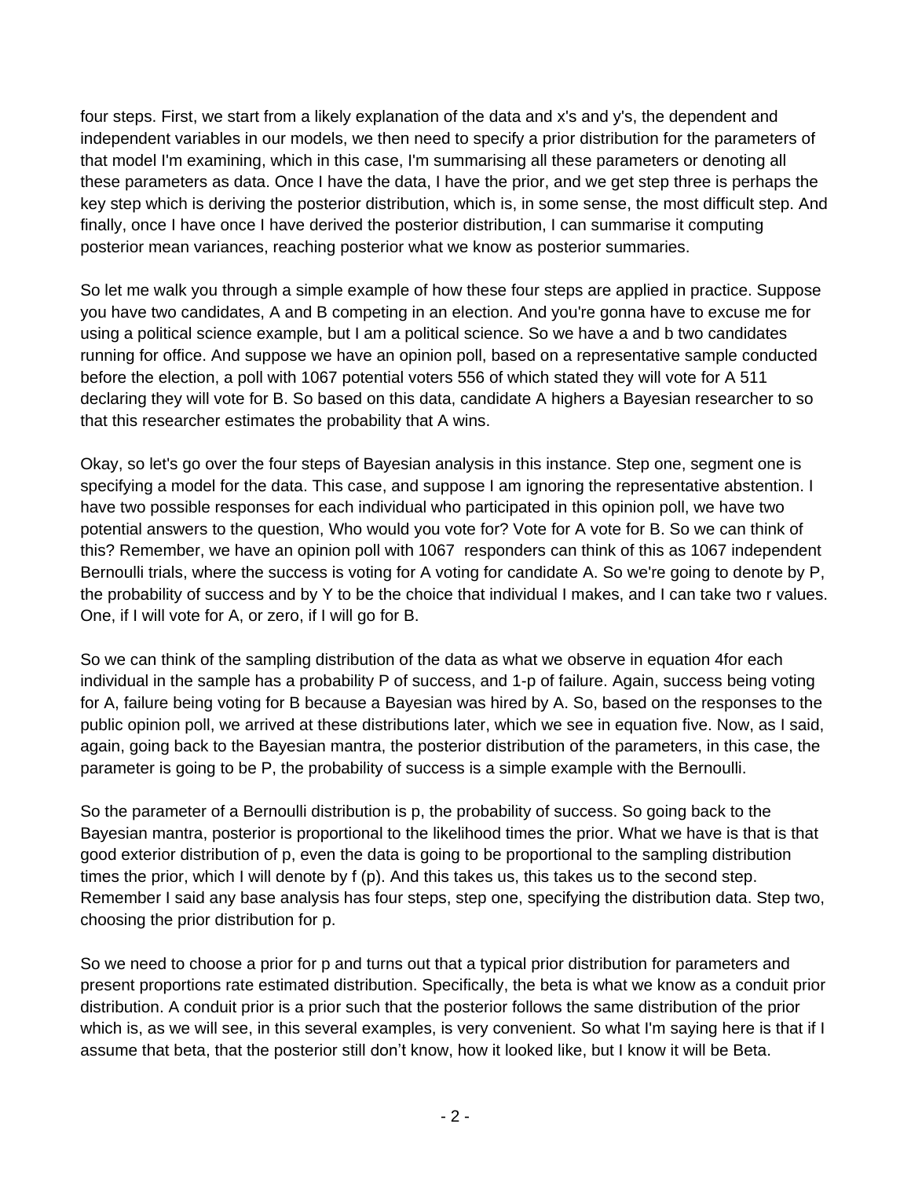four steps. First, we start from a likely explanation of the data and x's and y's, the dependent and independent variables in our models, we then need to specify a prior distribution for the parameters of that model I'm examining, which in this case, I'm summarising all these parameters or denoting all these parameters as data. Once I have the data, I have the prior, and we get step three is perhaps the key step which is deriving the posterior distribution, which is, in some sense, the most difficult step. And finally, once I have once I have derived the posterior distribution, I can summarise it computing posterior mean variances, reaching posterior what we know as posterior summaries.

So let me walk you through a simple example of how these four steps are applied in practice. Suppose you have two candidates, A and B competing in an election. And you're gonna have to excuse me for using a political science example, but I am a political science. So we have a and b two candidates running for office. And suppose we have an opinion poll, based on a representative sample conducted before the election, a poll with 1067 potential voters 556 of which stated they will vote for A 511 declaring they will vote for B. So based on this data, candidate A highers a Bayesian researcher to so that this researcher estimates the probability that A wins.

Okay, so let's go over the four steps of Bayesian analysis in this instance. Step one, segment one is specifying a model for the data. This case, and suppose I am ignoring the representative abstention. I have two possible responses for each individual who participated in this opinion poll, we have two potential answers to the question, Who would you vote for? Vote for A vote for B. So we can think of this? Remember, we have an opinion poll with 1067 responders can think of this as 1067 independent Bernoulli trials, where the success is voting for A voting for candidate A. So we're going to denote by P, the probability of success and by Y to be the choice that individual I makes, and I can take two r values. One, if I will vote for A, or zero, if I will go for B.

So we can think of the sampling distribution of the data as what we observe in equation 4for each individual in the sample has a probability P of success, and 1-p of failure. Again, success being voting for A, failure being voting for B because a Bayesian was hired by A. So, based on the responses to the public opinion poll, we arrived at these distributions later, which we see in equation five. Now, as I said, again, going back to the Bayesian mantra, the posterior distribution of the parameters, in this case, the parameter is going to be P, the probability of success is a simple example with the Bernoulli.

So the parameter of a Bernoulli distribution is p, the probability of success. So going back to the Bayesian mantra, posterior is proportional to the likelihood times the prior. What we have is that is that good exterior distribution of p, even the data is going to be proportional to the sampling distribution times the prior, which I will denote by f (p). And this takes us, this takes us to the second step. Remember I said any base analysis has four steps, step one, specifying the distribution data. Step two, choosing the prior distribution for p.

So we need to choose a prior for p and turns out that a typical prior distribution for parameters and present proportions rate estimated distribution. Specifically, the beta is what we know as a conduit prior distribution. A conduit prior is a prior such that the posterior follows the same distribution of the prior which is, as we will see, in this several examples, is very convenient. So what I'm saying here is that if I assume that beta, that the posterior still don't know, how it looked like, but I know it will be Beta.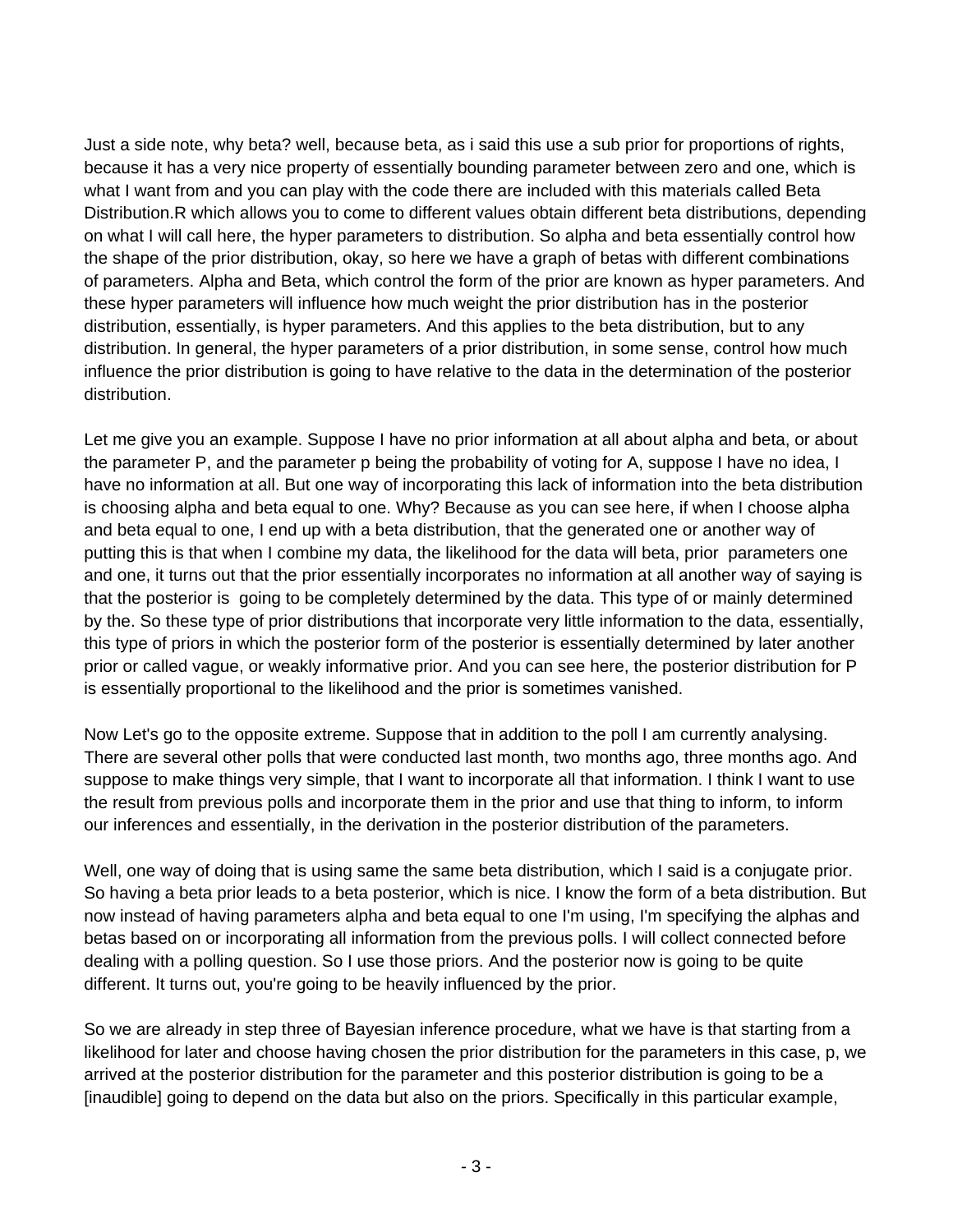Just a side note, why beta? well, because beta, as i said this use a sub prior for proportions of rights, because it has a very nice property of essentially bounding parameter between zero and one, which is what I want from and you can play with the code there are included with this materials called Beta Distribution.R which allows you to come to different values obtain different beta distributions, depending on what I will call here, the hyper parameters to distribution. So alpha and beta essentially control how the shape of the prior distribution, okay, so here we have a graph of betas with different combinations of parameters. Alpha and Beta, which control the form of the prior are known as hyper parameters. And these hyper parameters will influence how much weight the prior distribution has in the posterior distribution, essentially, is hyper parameters. And this applies to the beta distribution, but to any distribution. In general, the hyper parameters of a prior distribution, in some sense, control how much influence the prior distribution is going to have relative to the data in the determination of the posterior distribution.

Let me give you an example. Suppose I have no prior information at all about alpha and beta, or about the parameter P, and the parameter p being the probability of voting for A, suppose I have no idea, I have no information at all. But one way of incorporating this lack of information into the beta distribution is choosing alpha and beta equal to one. Why? Because as you can see here, if when I choose alpha and beta equal to one, I end up with a beta distribution, that the generated one or another way of putting this is that when I combine my data, the likelihood for the data will beta, prior parameters one and one, it turns out that the prior essentially incorporates no information at all another way of saying is that the posterior is going to be completely determined by the data. This type of or mainly determined by the. So these type of prior distributions that incorporate very little information to the data, essentially, this type of priors in which the posterior form of the posterior is essentially determined by later another prior or called vague, or weakly informative prior. And you can see here, the posterior distribution for P is essentially proportional to the likelihood and the prior is sometimes vanished.

Now Let's go to the opposite extreme. Suppose that in addition to the poll I am currently analysing. There are several other polls that were conducted last month, two months ago, three months ago. And suppose to make things very simple, that I want to incorporate all that information. I think I want to use the result from previous polls and incorporate them in the prior and use that thing to inform, to inform our inferences and essentially, in the derivation in the posterior distribution of the parameters.

Well, one way of doing that is using same the same beta distribution, which I said is a conjugate prior. So having a beta prior leads to a beta posterior, which is nice. I know the form of a beta distribution. But now instead of having parameters alpha and beta equal to one I'm using, I'm specifying the alphas and betas based on or incorporating all information from the previous polls. I will collect connected before dealing with a polling question. So I use those priors. And the posterior now is going to be quite different. It turns out, you're going to be heavily influenced by the prior.

So we are already in step three of Bayesian inference procedure, what we have is that starting from a likelihood for later and choose having chosen the prior distribution for the parameters in this case, p, we arrived at the posterior distribution for the parameter and this posterior distribution is going to be a [inaudible] going to depend on the data but also on the priors. Specifically in this particular example,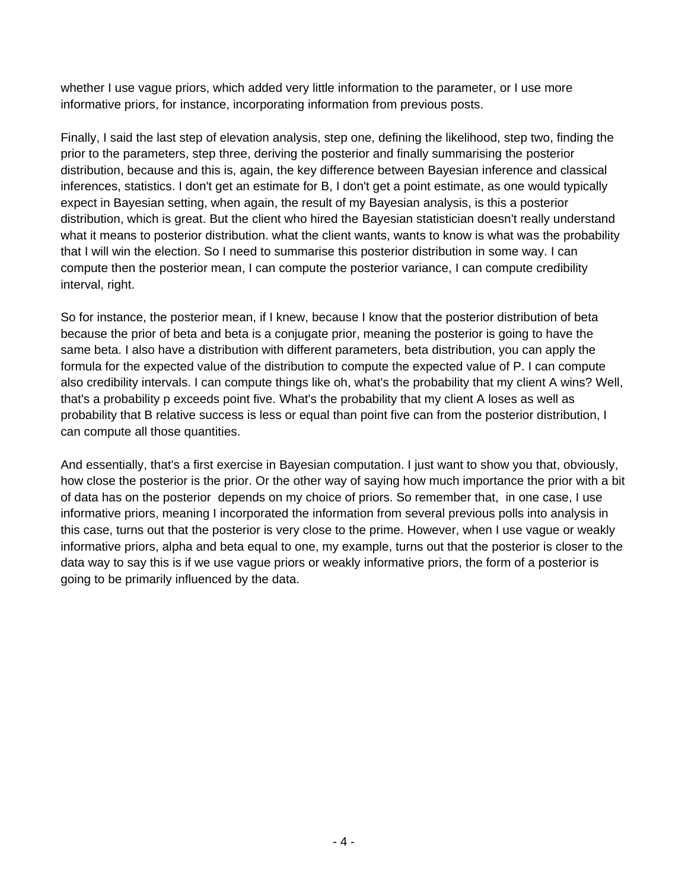whether I use vague priors, which added very little information to the parameter, or I use more informative priors, for instance, incorporating information from previous posts.

Finally, I said the last step of elevation analysis, step one, defining the likelihood, step two, finding the prior to the parameters, step three, deriving the posterior and finally summarising the posterior distribution, because and this is, again, the key difference between Bayesian inference and classical inferences, statistics. I don't get an estimate for B, I don't get a point estimate, as one would typically expect in Bayesian setting, when again, the result of my Bayesian analysis, is this a posterior distribution, which is great. But the client who hired the Bayesian statistician doesn't really understand what it means to posterior distribution. what the client wants, wants to know is what was the probability that I will win the election. So I need to summarise this posterior distribution in some way. I can compute then the posterior mean, I can compute the posterior variance, I can compute credibility interval, right.

So for instance, the posterior mean, if I knew, because I know that the posterior distribution of beta because the prior of beta and beta is a conjugate prior, meaning the posterior is going to have the same beta. I also have a distribution with different parameters, beta distribution, you can apply the formula for the expected value of the distribution to compute the expected value of P. I can compute also credibility intervals. I can compute things like oh, what's the probability that my client A wins? Well, that's a probability p exceeds point five. What's the probability that my client A loses as well as probability that B relative success is less or equal than point five can from the posterior distribution, I can compute all those quantities.

And essentially, that's a first exercise in Bayesian computation. I just want to show you that, obviously, how close the posterior is the prior. Or the other way of saying how much importance the prior with a bit of data has on the posterior depends on my choice of priors. So remember that, in one case, I use informative priors, meaning I incorporated the information from several previous polls into analysis in this case, turns out that the posterior is very close to the prime. However, when I use vague or weakly informative priors, alpha and beta equal to one, my example, turns out that the posterior is closer to the data way to say this is if we use vague priors or weakly informative priors, the form of a posterior is going to be primarily influenced by the data.